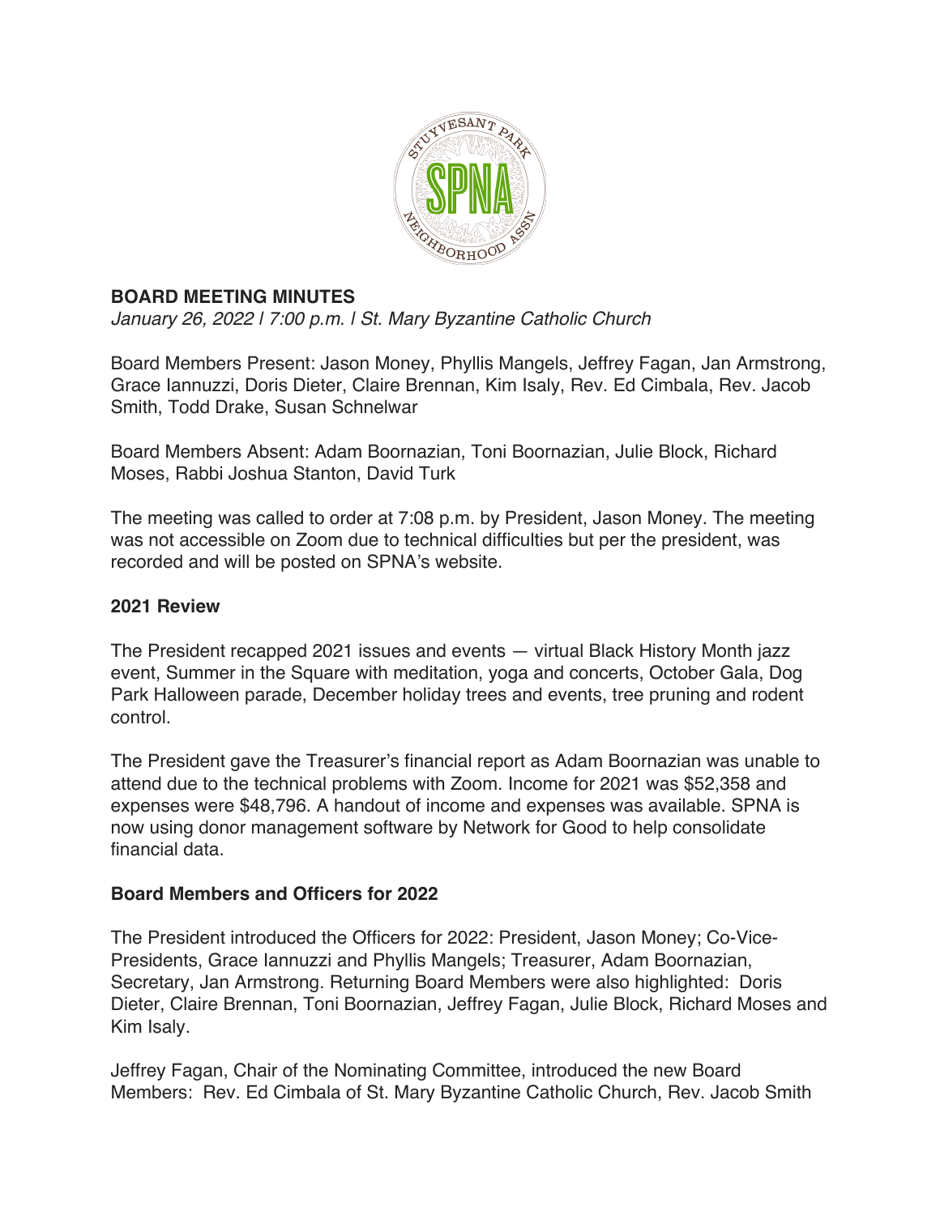**BOARD MEETING MINUTES**

*January 26, 2022 | 7:00 p.m. | St. Mary Byzantine Catholic Church*

Board Members Present: Jason Money, Phyllis Mangels, Jeffrey Fagan, Jan Armstrong, Grace Iannuzzi, Doris Dieter, Claire Brennan, Kim Isaly, Rev. Ed Cimbala, Rev. Jacob Smith, Todd Drake, Susan Schnelwar

Board Members Absent: Adam Boornazian, Toni Boornazian, Julie Block, Richard Moses, Rabbi Joshua Stanton, David Turk

The meeting was called to order at 7:08 p.m. by President, Jason Money. The meeting was not accessible on Zoom due to technical difficulties but per the president, was recorded and will be posted on SPNA's website.

**2021 Review**

The President recapped 2021 issues and events — virtual Black History Month jazz event, Summer in the Square with meditation, yoga and concerts, October Gala, Dog Park Halloween parade, December holiday trees and events, tree pruning and rodent control.

The President gave the Treasurer's financial report as Adam Boornazian was unable to attend due to the technical problems with Zoom. Income for 2021 was $52,358 and expenses were $48,796. A handout of income and expenses was available. SPNA is now using donor management software by Network for Good to help consolidate financial data.

**Board Members and Officers for 2022**

The President introduced the Officers for 2022: President, Jason Money; Co-Vice-Presidents, Grace Iannuzzi and Phyllis Mangels; Treasurer, Adam Boornazian, Secretary, Jan Armstrong. Returning Board Members were also highlighted: Doris Dieter, Claire Brennan, Toni Boornazian, Jeffrey Fagan, Julie Block, Richard Moses and Kim Isaly.

Jeffrey Fagan, Chair of the Nominating Committee, introduced the new Board Members: Rev. Ed Cimbala of St. Mary Byzantine Catholic Church, Rev. Jacob Smith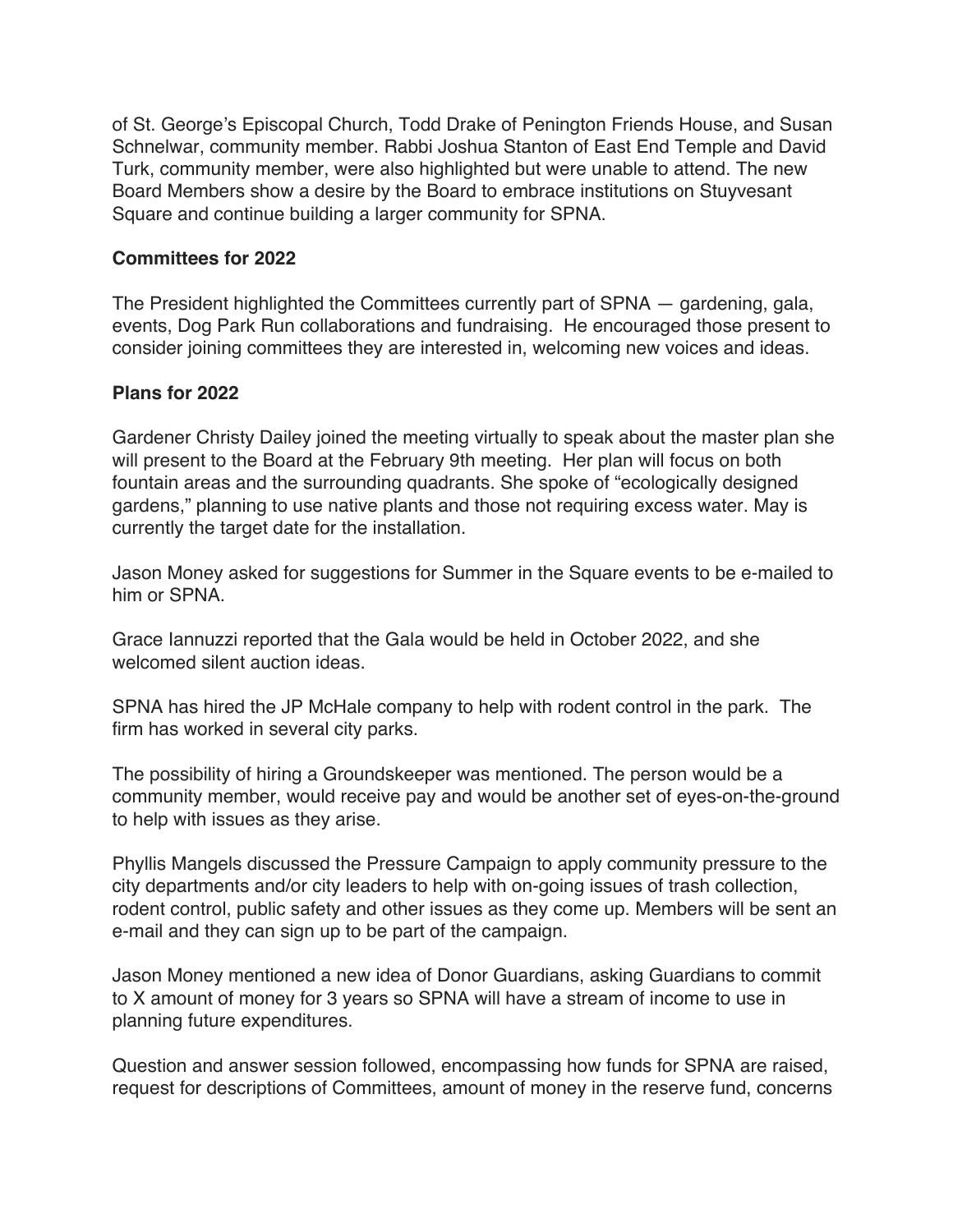of St. George's Episcopal Church, Todd Drake of Penington Friends House, and Susan Schnelwar, community member. Rabbi Joshua Stanton of East End Temple and David Turk, community member, were also highlighted but were unable to attend. The new Board Members show a desire by the Board to embrace institutions on Stuyvesant Square and continue building a larger community for SPNA.

**Committees for 2022**

The President highlighted the Committees currently part of SPNA — gardening, gala, events, Dog Park Run collaborations and fundraising. He encouraged those present to consider joining committees they are interested in, welcoming new voices and ideas.

**Plans for 2022**

Gardener Christy Dailey joined the meeting virtually to speak about the master plan she will present to the Board at the February 9th meeting. Her plan will focus on both fountain areas and the surrounding quadrants. She spoke of "ecologically designed gardens," planning to use native plants and those not requiring excess water. May is currently the target date for the installation.

Jason Money asked for suggestions for Summer in the Square events to be e-mailed to him or SPNA.

Grace Iannuzzi reported that the Gala would be held in October 2022, and she welcomed silent auction ideas.

SPNA has hired the JP McHale company to help with rodent control in the park. The firm has worked in several city parks.

The possibility of hiring a Groundskeeper was mentioned. The person would be a community member, would receive pay and would be another set of eyes-on-the-ground to help with issues as they arise.

Phyllis Mangels discussed the Pressure Campaign to apply community pressure to the city departments and/or city leaders to help with on-going issues of trash collection, rodent control, public safety and other issues as they come up. Members will be sent an e-mail and they can sign up to be part of the campaign.

Jason Money mentioned a new idea of Donor Guardians, asking Guardians to commit to X amount of money for 3 years so SPNA will have a stream of income to use in planning future expenditures.

Question and answer session followed, encompassing how funds for SPNA are raised, request for descriptions of Committees, amount of money in the reserve fund, concerns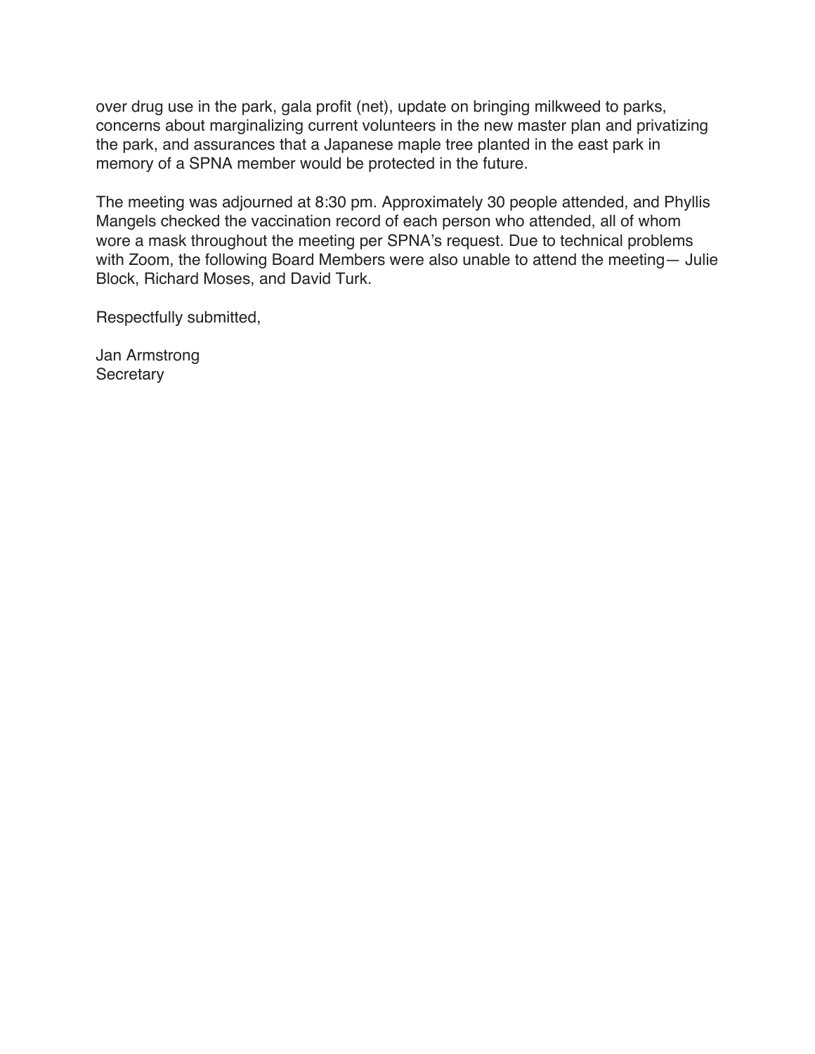over drug use in the park, gala profit (net), update on bringing milkweed to parks, concerns about marginalizing current volunteers in the new master plan and privatizing the park, and assurances that a Japanese maple tree planted in the east park in memory of a SPNA member would be protected in the future.

The meeting was adjourned at 8:30 pm. Approximately 30 people attended, and Phyllis Mangels checked the vaccination record of each person who attended, all of whom wore a mask throughout the meeting per SPNA's request. Due to technical problems with Zoom, the following Board Members were also unable to attend the meeting— Julie Block, Richard Moses, and David Turk.

Respectfully submitted,

Jan Armstrong
Secretary